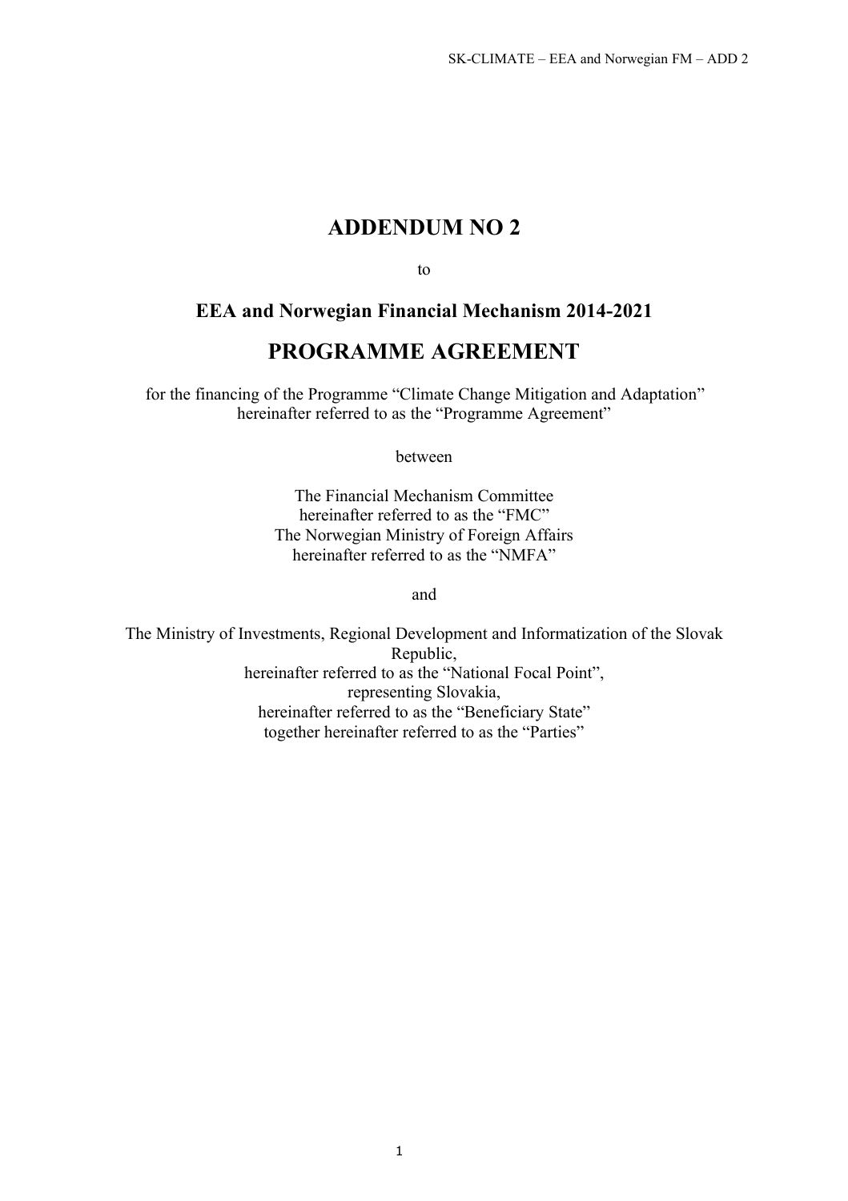# ADDENDUM NO 2

to

## EEA and Norwegian Financial Mechanism 2014-2021

# PROGRAMME AGREEMENT

for the financing of the Programme "Climate Change Mitigation and Adaptation"
hereinafter referred to as the "Programme Agreement"

between

The Financial Mechanism Committee
hereinafter referred to as the "FMC"
The Norwegian Ministry of Foreign Affairs
hereinafter referred to as the "NMFA"

and

The Ministry of Investments, Regional Development and Informatization of the Slovak Republic,
hereinafter referred to as the "National Focal Point",
representing Slovakia,
hereinafter referred to as the "Beneficiary State"
together hereinafter referred to as the "Parties"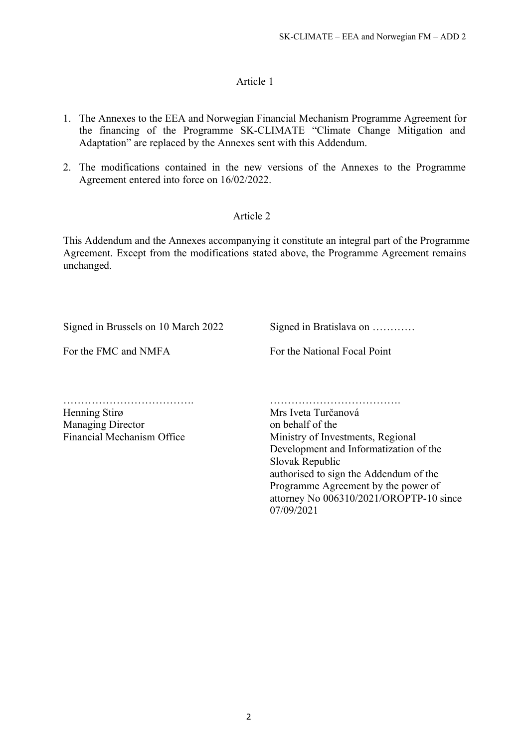## Article 1

1. The Annexes to the EEA and Norwegian Financial Mechanism Programme Agreement for the financing of the Programme SK-CLIMATE "Climate Change Mitigation and Adaptation" are replaced by the Annexes sent with this Addendum.
2. The modifications contained in the new versions of the Annexes to the Programme Agreement entered into force on 16/02/2022.

## Article 2

This Addendum and the Annexes accompanying it constitute an integral part of the Programme Agreement. Except from the modifications stated above, the Programme Agreement remains unchanged.

Signed in Brussels on 10 March 2022

For the FMC and NMFA

……………………………….
Henning Stirø
Managing Director
Financial Mechanism Office

Signed in Bratislava on …………

For the National Focal Point

……………………………….
Mrs Iveta Turčanová
on behalf of the
Ministry of Investments, Regional Development and Informatization of the Slovak Republic
authorised to sign the Addendum of the Programme Agreement by the power of attorney No 006310/2021/OROPTP-10 since 07/09/2021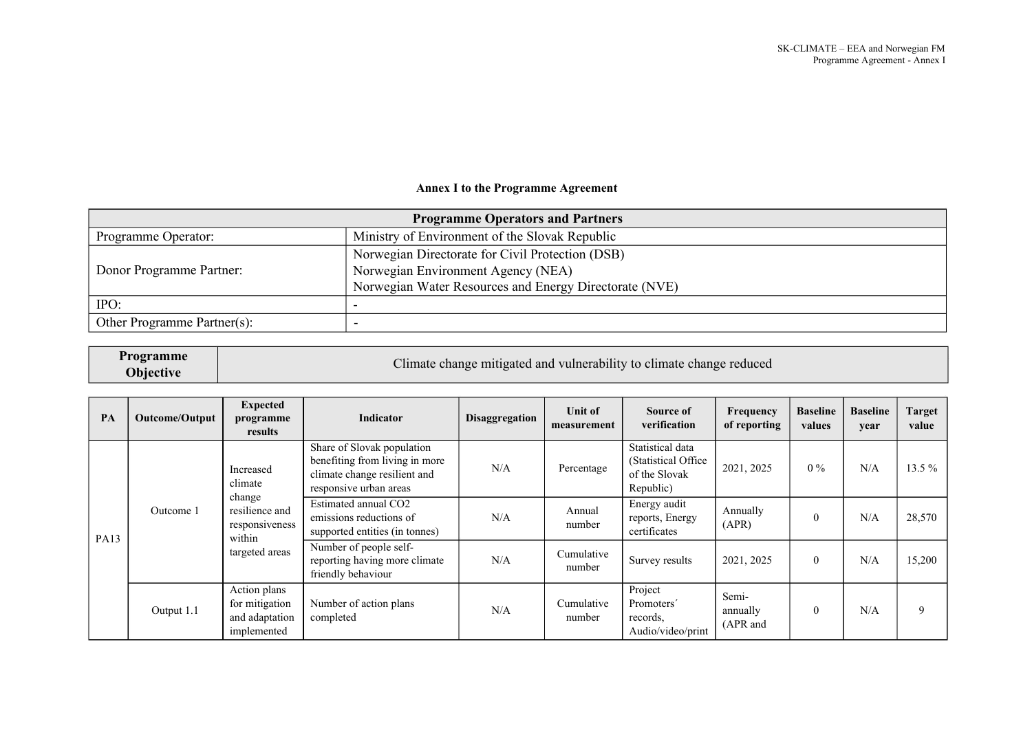**Annex I to the Programme Agreement**

| Programme Operators and Partners | |
|---|---|
| Programme Operator: | Ministry of Environment of the Slovak Republic |
| Donor Programme Partner: | Norwegian Directorate for Civil Protection (DSB)<br>Norwegian Environment Agency (NEA)<br>Norwegian Water Resources and Energy Directorate (NVE) |
| IPO: | - |
| Other Programme Partner(s): | - |

| Programme Objective | Climate change mitigated and vulnerability to climate change reduced |
|---|---|

| PA | Outcome/Output | Expected programme results | Indicator | Disaggregation | Unit of measurement | Source of verification | Frequency of reporting | Baseline values | Baseline year | Target value |
|---|---|---|---|---|---|---|---|---|---|---|
| PA13 | Outcome 1 | Increased climate change resilience and responsiveness within targeted areas | Share of Slovak population benefiting from living in more climate change resilient and responsive urban areas | N/A | Percentage | Statistical data (Statistical Office of the Slovak Republic) | 2021, 2025 | 0 % | N/A | 13.5 % |
| | | | Estimated annual $CO_2$ emissions reductions of supported entities (in tonnes) | N/A | Annual number | Energy audit reports, Energy certificates | Annually (APR) | 0 | N/A | 28,570 |
| | | | Number of people self-reporting having more climate friendly behaviour | N/A | Cumulative number | Survey results | 2021, 2025 | 0 | N/A | 15,200 |
| | Output 1.1 | Action plans for mitigation and adaptation implemented | Number of action plans completed | N/A | Cumulative number | Project Promoters´ records, Audio/video/print | Semi-annually (APR and | 0 | N/A | 9 |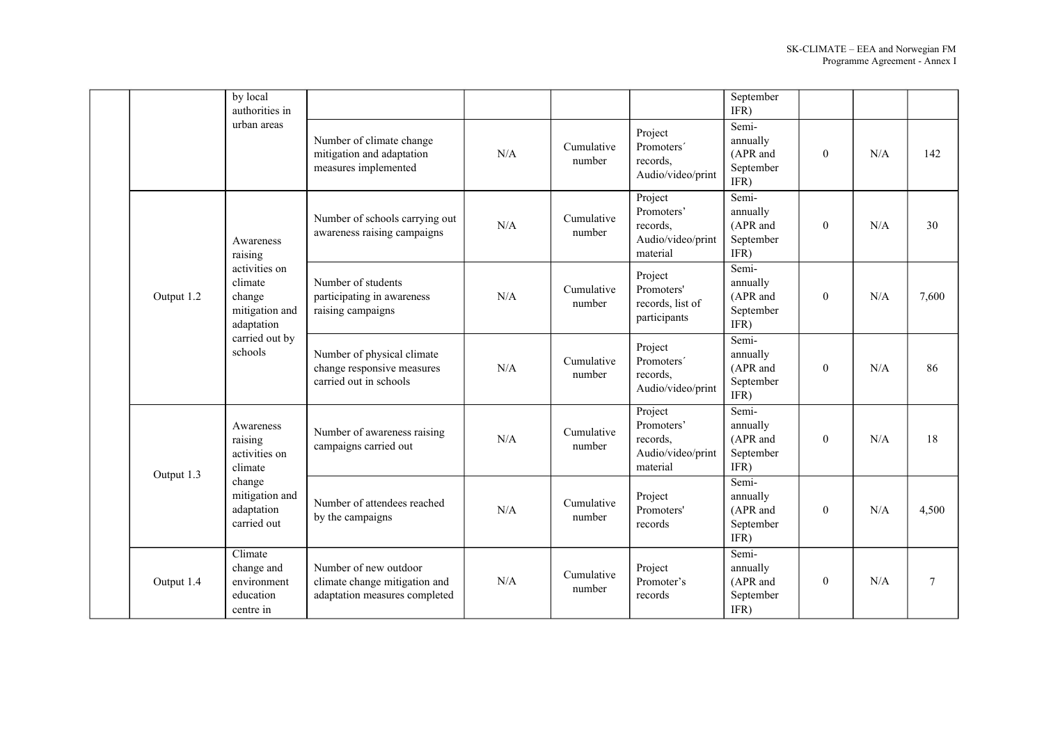|  |  | by local authorities in urban areas |  |  |  |  | September IFR) |  |  |  |
|---|---|---|---|---|---|---|---|---|---|---|
|  |  |  | Number of climate change mitigation and adaptation measures implemented | N/A | Cumulative number | Project Promoters´ records, Audio/video/print | Semi-annually (APR and September IFR) | 0 | N/A | 142 |
|  | Output 1.2 | Awareness raising activities on climate change mitigation and adaptation carried out by schools | Number of schools carrying out awareness raising campaigns | N/A | Cumulative number | Project Promoters' records, Audio/video/print material | Semi-annually (APR and September IFR) | 0 | N/A | 30 |
|  |  |  | Number of students participating in awareness raising campaigns | N/A | Cumulative number | Project Promoters' records, list of participants | Semi-annually (APR and September IFR) | 0 | N/A | 7,600 |
|  |  |  | Number of physical climate change responsive measures carried out in schools | N/A | Cumulative number | Project Promoters´ records, Audio/video/print | Semi-annually (APR and September IFR) | 0 | N/A | 86 |
|  | Output 1.3 | Awareness raising activities on climate change mitigation and adaptation carried out | Number of awareness raising campaigns carried out | N/A | Cumulative number | Project Promoters' records, Audio/video/print material | Semi-annually (APR and September IFR) | 0 | N/A | 18 |
|  |  |  | Number of attendees reached by the campaigns | N/A | Cumulative number | Project Promoters' records | Semi-annually (APR and September IFR) | 0 | N/A | 4,500 |
|  | Output 1.4 | Climate change and environment education centre in | Number of new outdoor climate change mitigation and adaptation measures completed | N/A | Cumulative number | Project Promoter's records | Semi-annually (APR and September IFR) | 0 | N/A | 7 |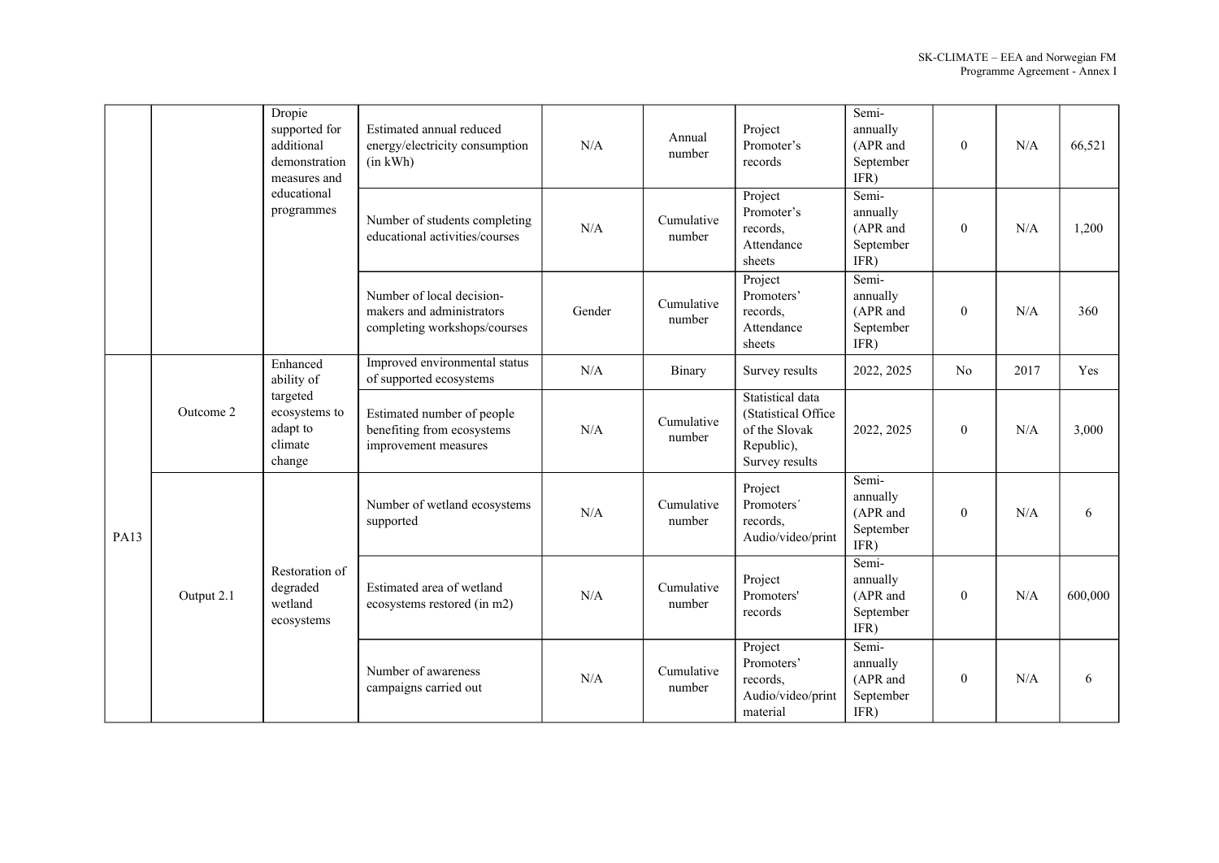| | | | | | | | | | | |
|---|---|---|---|---|---|---|---|---|---|---|
| | | Dropie supported for additional demonstration measures and educational programmes | Estimated annual reduced energy/electricity consumption (in kWh) | N/A | Annual number | Project Promoter's records | Semi-annually (APR and September IFR) | 0 | N/A | 66,521 |
| | | | Number of students completing educational activities/courses | N/A | Cumulative number | Project Promoter's records, Attendance sheets | Semi-annually (APR and September IFR) | 0 | N/A | 1,200 |
| | | | Number of local decision-makers and administrators completing workshops/courses | Gender | Cumulative number | Project Promoters' records, Attendance sheets | Semi-annually (APR and September IFR) | 0 | N/A | 360 |
| PA13 | Outcome 2 | Enhanced ability of targeted ecosystems to adapt to climate change | Improved environmental status of supported ecosystems | N/A | Binary | Survey results | 2022, 2025 | No | 2017 | Yes |
| | | | Estimated number of people benefiting from ecosystems improvement measures | N/A | Cumulative number | Statistical data (Statistical Office of the Slovak Republic), Survey results | 2022, 2025 | 0 | N/A | 3,000 |
| | Output 2.1 | Restoration of degraded wetland ecosystems | Number of wetland ecosystems supported | N/A | Cumulative number | Project Promoters´ records, Audio/video/print | Semi-annually (APR and September IFR) | 0 | N/A | 6 |
| | | | Estimated area of wetland ecosystems restored (in m2) | N/A | Cumulative number | Project Promoters' records | Semi-annually (APR and September IFR) | 0 | N/A | 600,000 |
| | | | Number of awareness campaigns carried out | N/A | Cumulative number | Project Promoters' records, Audio/video/print material | Semi-annually (APR and September IFR) | 0 | N/A | 6 |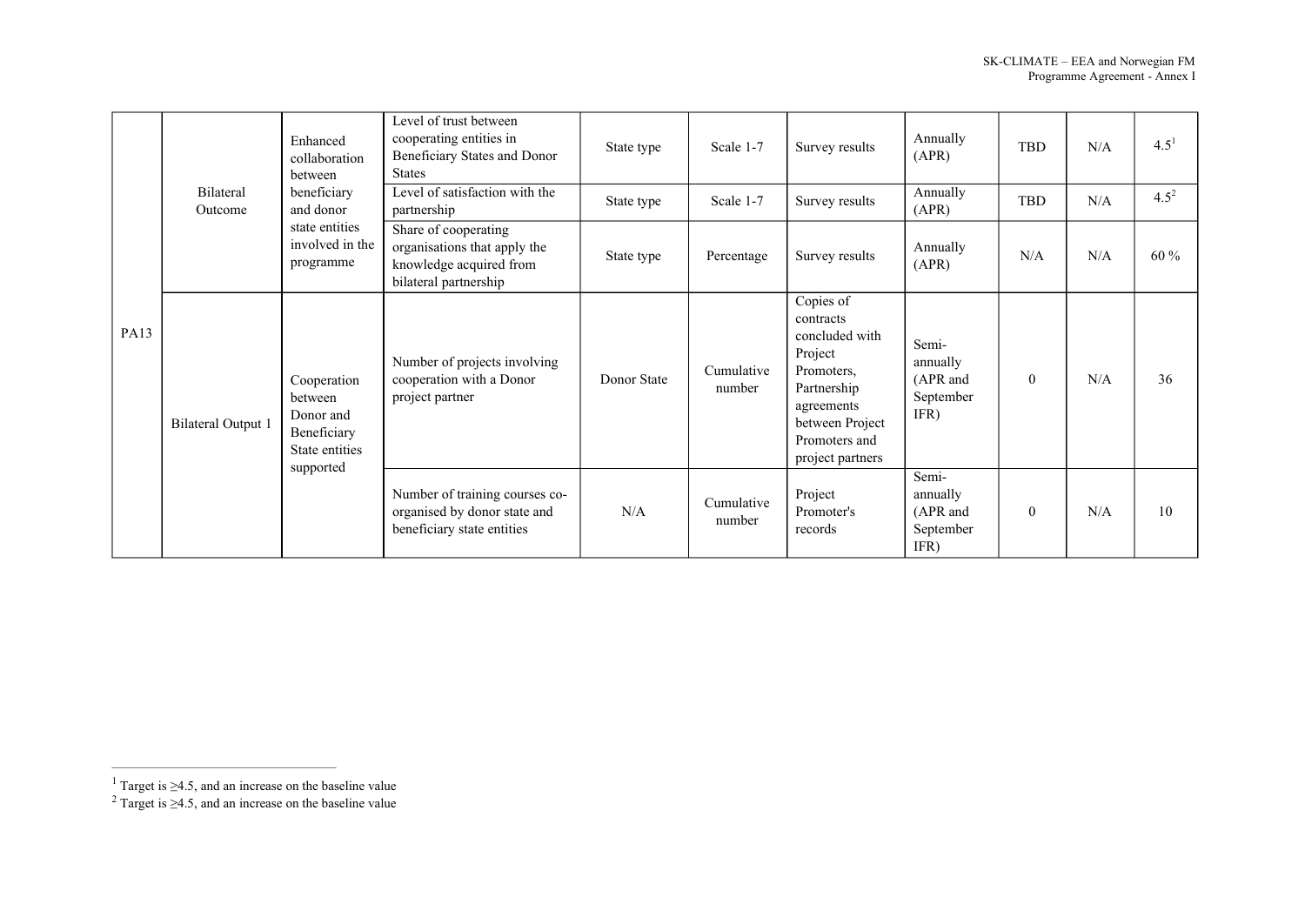| | | | | | | | | | | |
|---|---|---|---|---|---|---|---|---|---|---|
| PA13 | Bilateral Outcome | Enhanced collaboration between beneficiary and donor state entities involved in the programme | Level of trust between cooperating entities in Beneficiary States and Donor States | State type | Scale 1-7 | Survey results | Annually (APR) | TBD | N/A | 4.5[1] |
| | | | Level of satisfaction with the partnership | State type | Scale 1-7 | Survey results | Annually (APR) | TBD | N/A | 4.5[2] |
| | | | Share of cooperating organisations that apply the knowledge acquired from bilateral partnership | State type | Percentage | Survey results | Annually (APR) | N/A | N/A | 60 % |
| | Bilateral Output 1 | Cooperation between Donor and Beneficiary State entities supported | Number of projects involving cooperation with a Donor project partner | Donor State | Cumulative number | Copies of contracts concluded with Project Promoters, Partnership agreements between Project Promoters and project partners | Semi-annually (APR and September IFR) | 0 | N/A | 36 |
| | | | Number of training courses co-organised by donor state and beneficiary state entities | N/A | Cumulative number | Project Promoter's records | Semi-annually (APR and September IFR) | 0 | N/A | 10 |

[1] Target is ≥4.5, and an increase on the baseline value

[2] Target is ≥4.5, and an increase on the baseline value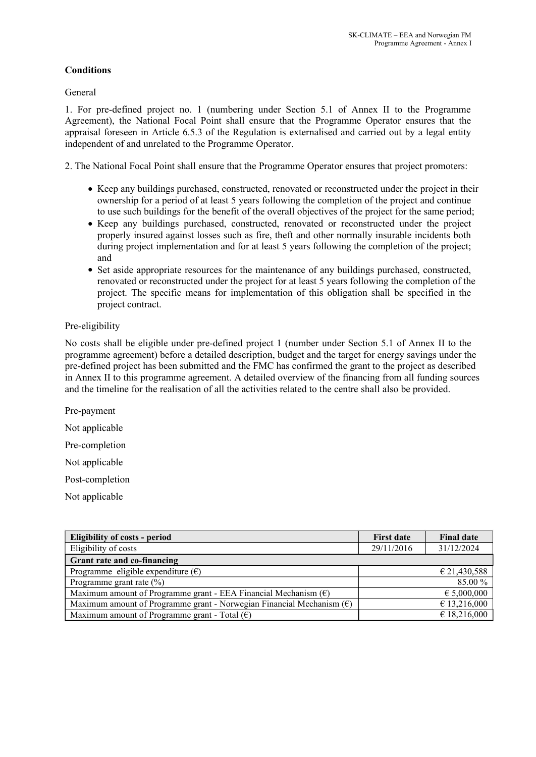**Conditions**

General

1. For pre-defined project no. 1 (numbering under Section 5.1 of Annex II to the Programme Agreement), the National Focal Point shall ensure that the Programme Operator ensures that the appraisal foreseen in Article 6.5.3 of the Regulation is externalised and carried out by a legal entity independent of and unrelated to the Programme Operator.

2. The National Focal Point shall ensure that the Programme Operator ensures that project promoters:

- Keep any buildings purchased, constructed, renovated or reconstructed under the project in their ownership for a period of at least 5 years following the completion of the project and continue to use such buildings for the benefit of the overall objectives of the project for the same period;
- Keep any buildings purchased, constructed, renovated or reconstructed under the project properly insured against losses such as fire, theft and other normally insurable incidents both during project implementation and for at least 5 years following the completion of the project; and
- Set aside appropriate resources for the maintenance of any buildings purchased, constructed, renovated or reconstructed under the project for at least 5 years following the completion of the project. The specific means for implementation of this obligation shall be specified in the project contract.

Pre-eligibility

No costs shall be eligible under pre-defined project 1 (number under Section 5.1 of Annex II to the programme agreement) before a detailed description, budget and the target for energy savings under the pre-defined project has been submitted and the FMC has confirmed the grant to the project as described in Annex II to this programme agreement. A detailed overview of the financing from all funding sources and the timeline for the realisation of all the activities related to the centre shall also be provided.

Pre-payment

Not applicable

Pre-completion

Not applicable

Post-completion

Not applicable

| **Eligibility of costs - period** | **First date** | **Final date** |
|---|---|---|
| Eligibility of costs | 29/11/2016 | 31/12/2024 |
| **Grant rate and co-financing** | | |
| Programme eligible expenditure (€) | | € 21,430,588 |
| Programme grant rate (%) | | 85.00 % |
| Maximum amount of Programme grant - EEA Financial Mechanism (€) | | € 5,000,000 |
| Maximum amount of Programme grant - Norwegian Financial Mechanism (€) | | € 13,216,000 |
| Maximum amount of Programme grant - Total (€) | | € 18,216,000 |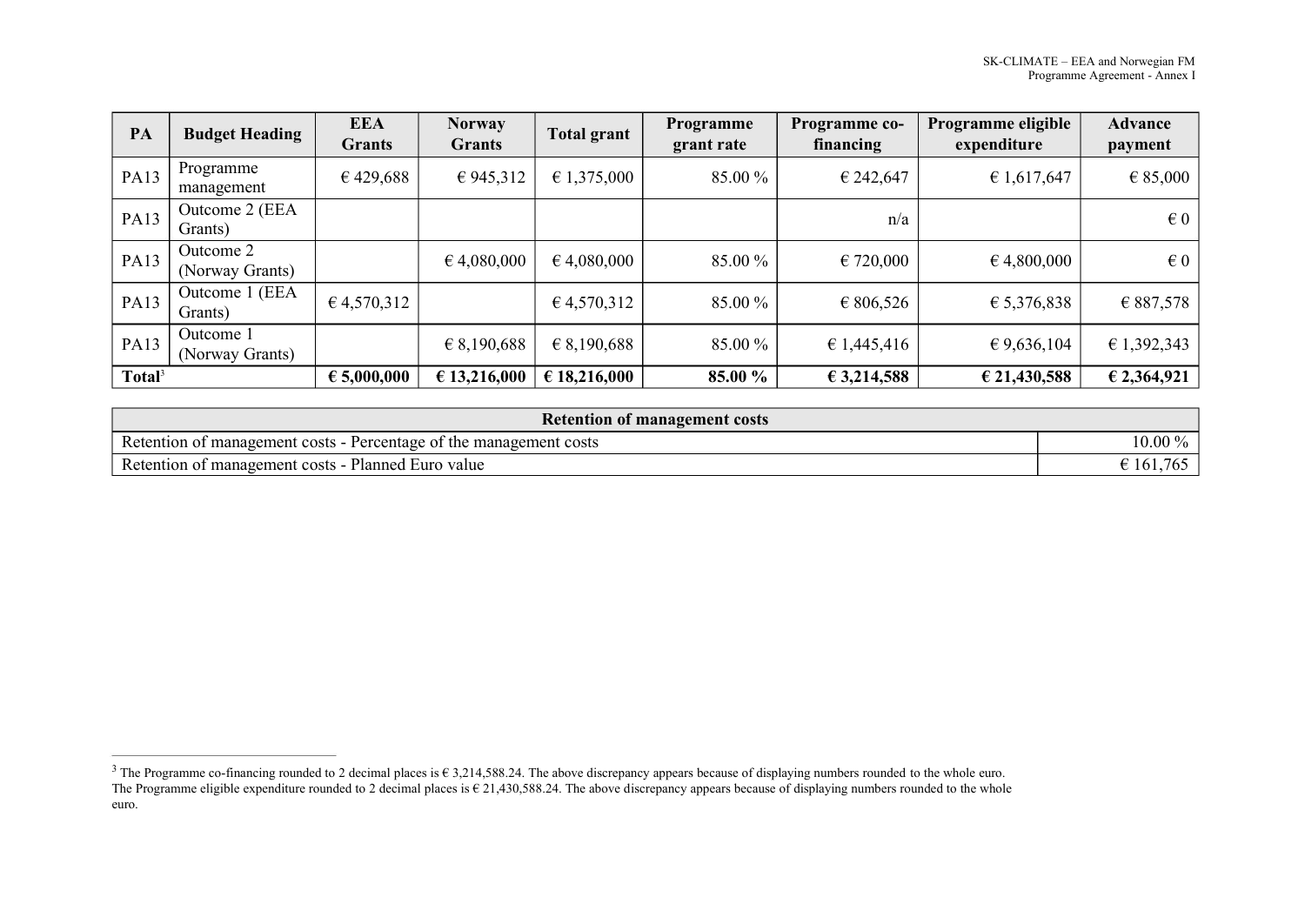| PA | Budget Heading | EEA Grants | Norway Grants | Total grant | Programme grant rate | Programme co-financing | Programme eligible expenditure | Advance payment |
|---|---|---|---|---|---|---|---|---|
| PA13 | Programme management | € 429,688 | € 945,312 | € 1,375,000 | 85.00 % | € 242,647 | € 1,617,647 | € 85,000 |
| PA13 | Outcome 2 (EEA Grants) | | | | | n/a | | € 0 |
| PA13 | Outcome 2 (Norway Grants) | | € 4,080,000 | € 4,080,000 | 85.00 % | € 720,000 | € 4,800,000 | € 0 |
| PA13 | Outcome 1 (EEA Grants) | € 4,570,312 | | € 4,570,312 | 85.00 % | € 806,526 | € 5,376,838 | € 887,578 |
| PA13 | Outcome 1 (Norway Grants) | | € 8,190,688 | € 8,190,688 | 85.00 % | € 1,445,416 | € 9,636,104 | € 1,392,343 |
| **Total**[3] | | **€ 5,000,000** | **€ 13,216,000** | **€ 18,216,000** | **85.00 %** | **€ 3,214,588** | **€ 21,430,588** | **€ 2,364,921** |

| Retention of management costs | |
|---|---|
| Retention of management costs - Percentage of the management costs | 10.00 % |
| Retention of management costs - Planned Euro value | € 161,765 |

[3] The Programme co-financing rounded to 2 decimal places is € 3,214,588.24. The above discrepancy appears because of displaying numbers rounded to the whole euro. The Programme eligible expenditure rounded to 2 decimal places is € 21,430,588.24. The above discrepancy appears because of displaying numbers rounded to the whole euro.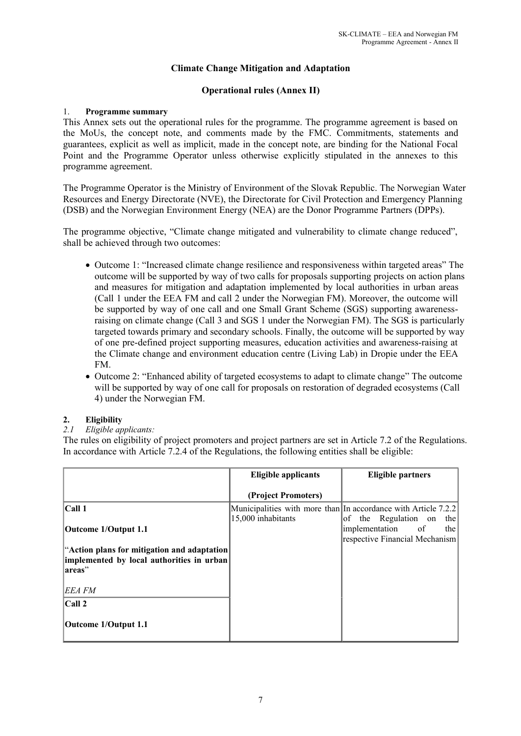# Climate Change Mitigation and Adaptation

## Operational rules (Annex II)

1. **Programme summary**

This Annex sets out the operational rules for the programme. The programme agreement is based on the MoUs, the concept note, and comments made by the FMC. Commitments, statements and guarantees, explicit as well as implicit, made in the concept note, are binding for the National Focal Point and the Programme Operator unless otherwise explicitly stipulated in the annexes to this programme agreement.

The Programme Operator is the Ministry of Environment of the Slovak Republic. The Norwegian Water Resources and Energy Directorate (NVE), the Directorate for Civil Protection and Emergency Planning (DSB) and the Norwegian Environment Energy (NEA) are the Donor Programme Partners (DPPs).

The programme objective, "Climate change mitigated and vulnerability to climate change reduced", shall be achieved through two outcomes:

- Outcome 1: "Increased climate change resilience and responsiveness within targeted areas" The outcome will be supported by way of two calls for proposals supporting projects on action plans and measures for mitigation and adaptation implemented by local authorities in urban areas (Call 1 under the EEA FM and call 2 under the Norwegian FM). Moreover, the outcome will be supported by way of one call and one Small Grant Scheme (SGS) supporting awareness-raising on climate change (Call 3 and SGS 1 under the Norwegian FM). The SGS is particularly targeted towards primary and secondary schools. Finally, the outcome will be supported by way of one pre-defined project supporting measures, education activities and awareness-raising at the Climate change and environment education centre (Living Lab) in Dropie under the EEA FM.
- Outcome 2: "Enhanced ability of targeted ecosystems to adapt to climate change" The outcome will be supported by way of one call for proposals on restoration of degraded ecosystems (Call 4) under the Norwegian FM.

2. **Eligibility**

*2.1 Eligible applicants:*

The rules on eligibility of project promoters and project partners are set in Article 7.2 of the Regulations. In accordance with Article 7.2.4 of the Regulations, the following entities shall be eligible:

| | Eligible applicants (Project Promoters) | Eligible partners |
|---|---|---|
| **Call 1**<br>**Outcome 1/Output 1.1**<br>"**Action plans for mitigation and adaptation implemented by local authorities in urban areas**"<br>*EEA FM* | Municipalities with more than 15,000 inhabitants | In accordance with Article 7.2.2 of the Regulation on the implementation of the respective Financial Mechanism |
| **Call 2**<br>**Outcome 1/Output 1.1** | | |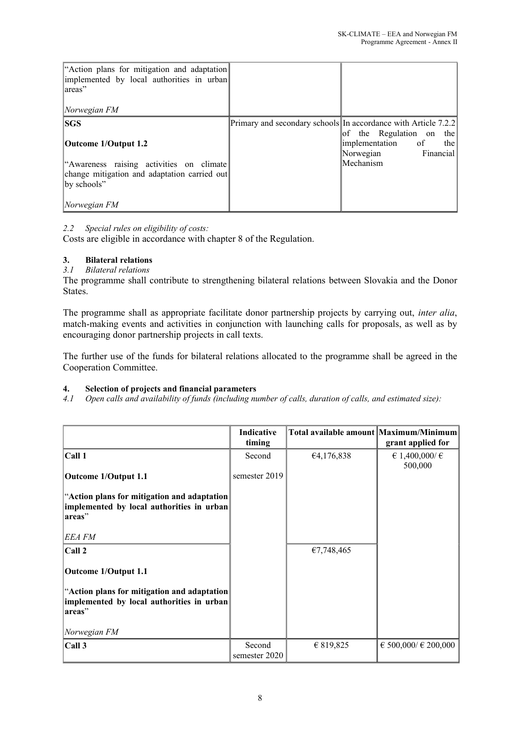| | | |
|---|---|---|
| "Action plans for mitigation and adaptation implemented by local authorities in urban areas"<br><br>*Norwegian FM* | | |
| **SGS**<br><br>**Outcome 1/Output 1.2**<br><br>"Awareness raising activities on climate change mitigation and adaptation carried out by schools"<br><br>*Norwegian FM* | Primary and secondary schools | In accordance with Article 7.2.2 of the Regulation on the implementation of the Norwegian Financial Mechanism |

*2.2 Special rules on eligibility of costs:*

Costs are eligible in accordance with chapter 8 of the Regulation.

## 3. Bilateral relations

*3.1 Bilateral relations*

The programme shall contribute to strengthening bilateral relations between Slovakia and the Donor States.

The programme shall as appropriate facilitate donor partnership projects by carrying out, *inter alia*, match-making events and activities in conjunction with launching calls for proposals, as well as by encouraging donor partnership projects in call texts.

The further use of the funds for bilateral relations allocated to the programme shall be agreed in the Cooperation Committee.

## 4. Selection of projects and financial parameters

*4.1 Open calls and availability of funds (including number of calls, duration of calls, and estimated size):*

| | Indicative timing | Total available amount | Maximum/Minimum grant applied for |
|---|---|---|---|
| **Call 1**<br><br>**Outcome 1/Output 1.1**<br><br>"**Action plans for mitigation and adaptation implemented by local authorities in urban areas**"<br><br>*EEA FM* | Second semester 2019 | €4,176,838 | € 1,400,000/ € 500,000 |
| **Call 2**<br><br>**Outcome 1/Output 1.1**<br><br>"**Action plans for mitigation and adaptation implemented by local authorities in urban areas**"<br><br>*Norwegian FM* | | €7,748,465 | |
| **Call 3** | Second semester 2020 | € 819,825 | € 500,000/ € 200,000 |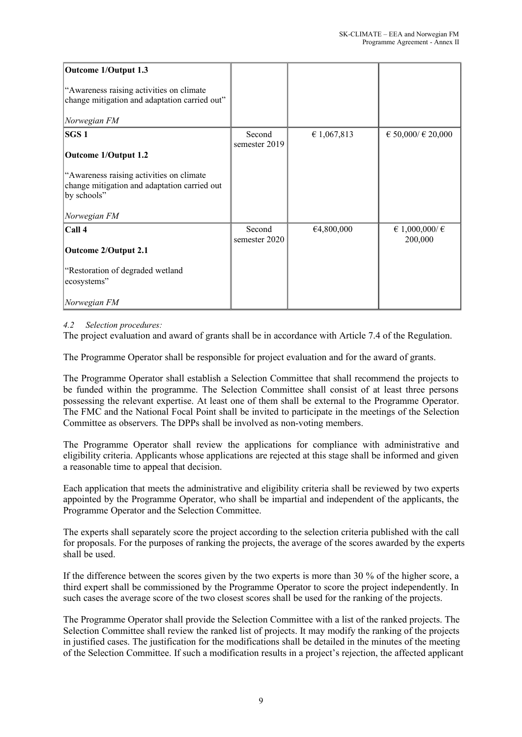| | | | |
|---|---|---|---|
| **Outcome 1/Output 1.3**<br><br>"Awareness raising activities on climate change mitigation and adaptation carried out"<br><br>*Norwegian FM* | | | |
| **SGS 1**<br><br>**Outcome 1/Output 1.2**<br><br>"Awareness raising activities on climate change mitigation and adaptation carried out by schools"<br><br>*Norwegian FM* | Second semester 2019 | € 1,067,813 | € 50,000/ € 20,000 |
| **Call 4**<br><br>**Outcome 2/Output 2.1**<br><br>"Restoration of degraded wetland ecosystems"<br><br>*Norwegian FM* | Second semester 2020 | €4,800,000 | € 1,000,000/ € 200,000 |

*4.2 Selection procedures:*

The project evaluation and award of grants shall be in accordance with Article 7.4 of the Regulation.

The Programme Operator shall be responsible for project evaluation and for the award of grants.

The Programme Operator shall establish a Selection Committee that shall recommend the projects to be funded within the programme. The Selection Committee shall consist of at least three persons possessing the relevant expertise. At least one of them shall be external to the Programme Operator. The FMC and the National Focal Point shall be invited to participate in the meetings of the Selection Committee as observers. The DPPs shall be involved as non-voting members.

The Programme Operator shall review the applications for compliance with administrative and eligibility criteria. Applicants whose applications are rejected at this stage shall be informed and given a reasonable time to appeal that decision.

Each application that meets the administrative and eligibility criteria shall be reviewed by two experts appointed by the Programme Operator, who shall be impartial and independent of the applicants, the Programme Operator and the Selection Committee.

The experts shall separately score the project according to the selection criteria published with the call for proposals. For the purposes of ranking the projects, the average of the scores awarded by the experts shall be used.

If the difference between the scores given by the two experts is more than 30 % of the higher score, a third expert shall be commissioned by the Programme Operator to score the project independently. In such cases the average score of the two closest scores shall be used for the ranking of the projects.

The Programme Operator shall provide the Selection Committee with a list of the ranked projects. The Selection Committee shall review the ranked list of projects. It may modify the ranking of the projects in justified cases. The justification for the modifications shall be detailed in the minutes of the meeting of the Selection Committee. If such a modification results in a project's rejection, the affected applicant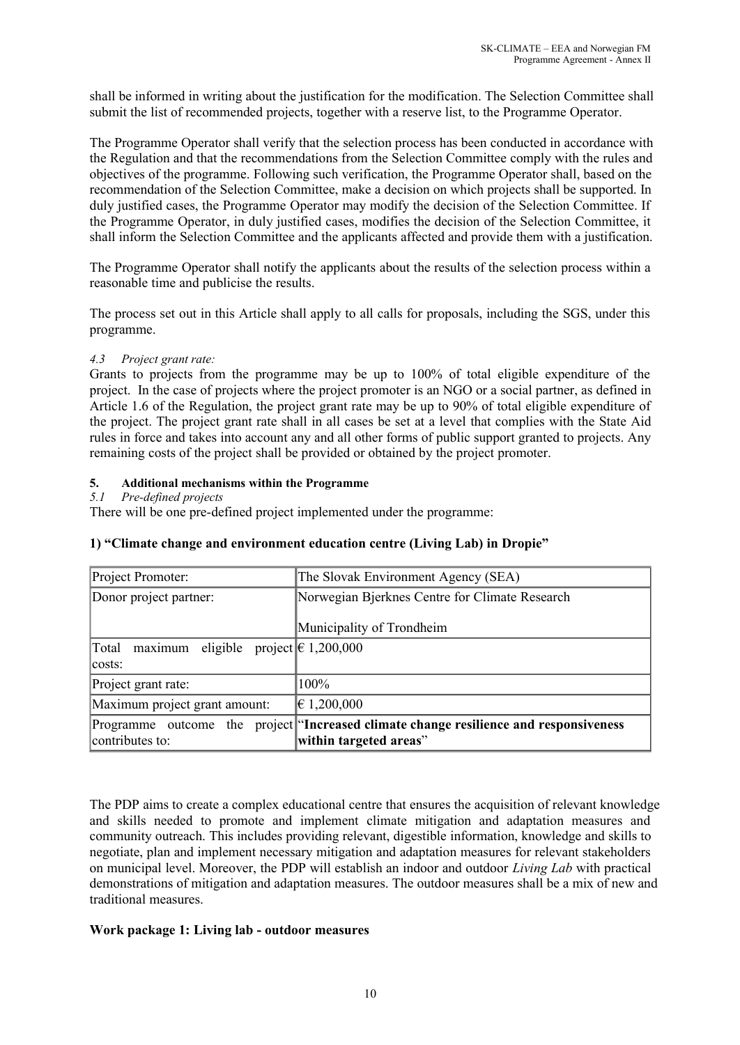shall be informed in writing about the justification for the modification. The Selection Committee shall submit the list of recommended projects, together with a reserve list, to the Programme Operator.

The Programme Operator shall verify that the selection process has been conducted in accordance with the Regulation and that the recommendations from the Selection Committee comply with the rules and objectives of the programme. Following such verification, the Programme Operator shall, based on the recommendation of the Selection Committee, make a decision on which projects shall be supported. In duly justified cases, the Programme Operator may modify the decision of the Selection Committee. If the Programme Operator, in duly justified cases, modifies the decision of the Selection Committee, it shall inform the Selection Committee and the applicants affected and provide them with a justification.

The Programme Operator shall notify the applicants about the results of the selection process within a reasonable time and publicise the results.

The process set out in this Article shall apply to all calls for proposals, including the SGS, under this programme.

*4.3 Project grant rate:*

Grants to projects from the programme may be up to 100% of total eligible expenditure of the project. In the case of projects where the project promoter is an NGO or a social partner, as defined in Article 1.6 of the Regulation, the project grant rate may be up to 90% of total eligible expenditure of the project. The project grant rate shall in all cases be set at a level that complies with the State Aid rules in force and takes into account any and all other forms of public support granted to projects. Any remaining costs of the project shall be provided or obtained by the project promoter.

**5. Additional mechanisms within the Programme**

*5.1 Pre-defined projects*

There will be one pre-defined project implemented under the programme:

**1) "Climate change and environment education centre (Living Lab) in Dropie"**

| Project Promoter: | The Slovak Environment Agency (SEA) |
|---|---|
| Donor project partner: | Norwegian Bjerknes Centre for Climate Research<br><br>Municipality of Trondheim |
| Total maximum eligible project costs: | € 1,200,000 |
| Project grant rate: | 100% |
| Maximum project grant amount: | € 1,200,000 |
| Programme outcome the project contributes to: | "**Increased climate change resilience and responsiveness within targeted areas**" |

The PDP aims to create a complex educational centre that ensures the acquisition of relevant knowledge and skills needed to promote and implement climate mitigation and adaptation measures and community outreach. This includes providing relevant, digestible information, knowledge and skills to negotiate, plan and implement necessary mitigation and adaptation measures for relevant stakeholders on municipal level. Moreover, the PDP will establish an indoor and outdoor *Living Lab* with practical demonstrations of mitigation and adaptation measures. The outdoor measures shall be a mix of new and traditional measures.

**Work package 1: Living lab - outdoor measures**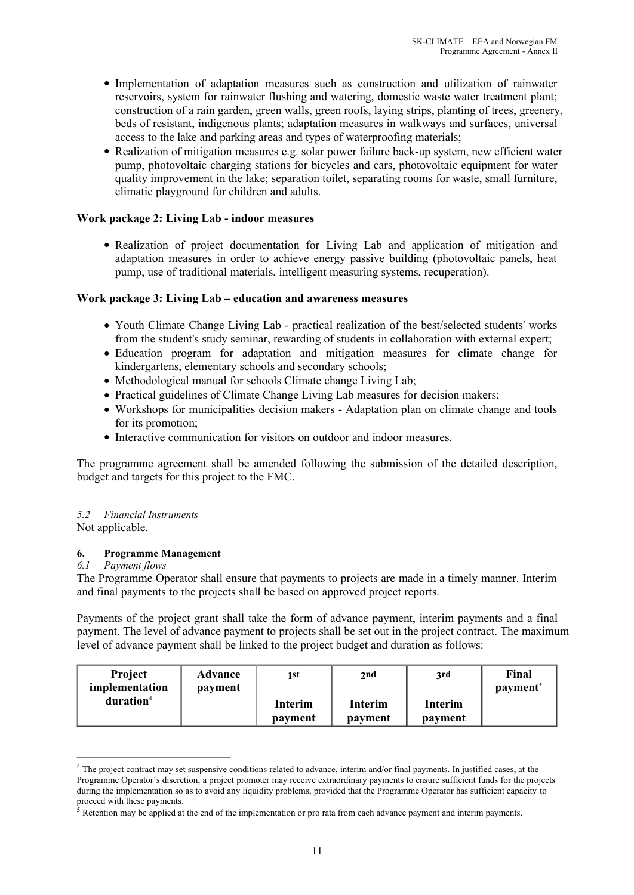- Implementation of adaptation measures such as construction and utilization of rainwater reservoirs, system for rainwater flushing and watering, domestic waste water treatment plant; construction of a rain garden, green walls, green roofs, laying strips, planting of trees, greenery, beds of resistant, indigenous plants; adaptation measures in walkways and surfaces, universal access to the lake and parking areas and types of waterproofing materials;
- Realization of mitigation measures e.g. solar power failure back-up system, new efficient water pump, photovoltaic charging stations for bicycles and cars, photovoltaic equipment for water quality improvement in the lake; separation toilet, separating rooms for waste, small furniture, climatic playground for children and adults.

**Work package 2: Living Lab - indoor measures**

- Realization of project documentation for Living Lab and application of mitigation and adaptation measures in order to achieve energy passive building (photovoltaic panels, heat pump, use of traditional materials, intelligent measuring systems, recuperation).

**Work package 3: Living Lab – education and awareness measures**

- Youth Climate Change Living Lab - practical realization of the best/selected students' works from the student's study seminar, rewarding of students in collaboration with external expert;
- Education program for adaptation and mitigation measures for climate change for kindergartens, elementary schools and secondary schools;
- Methodological manual for schools Climate change Living Lab;
- Practical guidelines of Climate Change Living Lab measures for decision makers;
- Workshops for municipalities decision makers - Adaptation plan on climate change and tools for its promotion;
- Interactive communication for visitors on outdoor and indoor measures.

The programme agreement shall be amended following the submission of the detailed description, budget and targets for this project to the FMC.

*5.2 Financial Instruments*

Not applicable.

**6. Programme Management**

*6.1 Payment flows*

The Programme Operator shall ensure that payments to projects are made in a timely manner. Interim and final payments to the projects shall be based on approved project reports.

Payments of the project grant shall take the form of advance payment, interim payments and a final payment. The level of advance payment to projects shall be set out in the project contract. The maximum level of advance payment shall be linked to the project budget and duration as follows:

| Project implementation duration[4] | Advance payment | 1st Interim payment | 2nd Interim payment | 3rd Interim payment | Final payment[5] |
|---|---|---|---|---|---|

[4] The project contract may set suspensive conditions related to advance, interim and/or final payments. In justified cases, at the Programme Operator´s discretion, a project promoter may receive extraordinary payments to ensure sufficient funds for the projects during the implementation so as to avoid any liquidity problems, provided that the Programme Operator has sufficient capacity to proceed with these payments.

[5] Retention may be applied at the end of the implementation or pro rata from each advance payment and interim payments.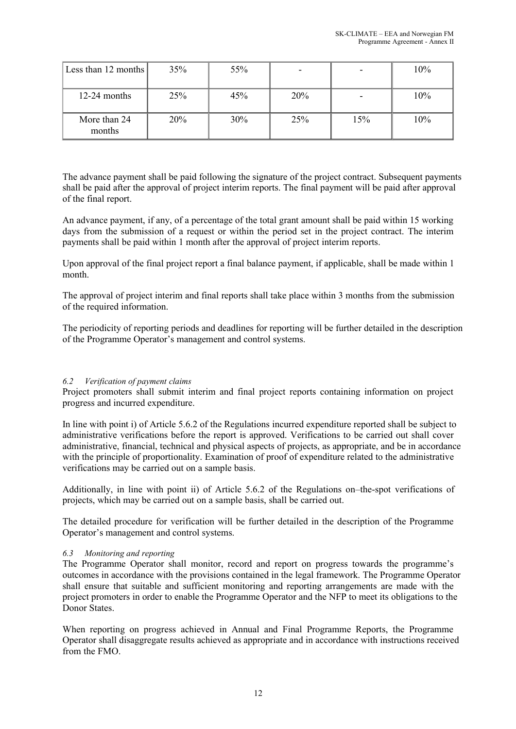| Less than 12 months | 35% | 55% | - | - | 10% |
|---|---|---|---|---|---|
| 12-24 months | 25% | 45% | 20% | - | 10% |
| More than 24 months | 20% | 30% | 25% | 15% | 10% |

The advance payment shall be paid following the signature of the project contract. Subsequent payments shall be paid after the approval of project interim reports. The final payment will be paid after approval of the final report.

An advance payment, if any, of a percentage of the total grant amount shall be paid within 15 working days from the submission of a request or within the period set in the project contract. The interim payments shall be paid within 1 month after the approval of project interim reports.

Upon approval of the final project report a final balance payment, if applicable, shall be made within 1 month.

The approval of project interim and final reports shall take place within 3 months from the submission of the required information.

The periodicity of reporting periods and deadlines for reporting will be further detailed in the description of the Programme Operator's management and control systems.

*6.2 Verification of payment claims*

Project promoters shall submit interim and final project reports containing information on project progress and incurred expenditure.

In line with point i) of Article 5.6.2 of the Regulations incurred expenditure reported shall be subject to administrative verifications before the report is approved. Verifications to be carried out shall cover administrative, financial, technical and physical aspects of projects, as appropriate, and be in accordance with the principle of proportionality. Examination of proof of expenditure related to the administrative verifications may be carried out on a sample basis.

Additionally, in line with point ii) of Article 5.6.2 of the Regulations on–the-spot verifications of projects, which may be carried out on a sample basis, shall be carried out.

The detailed procedure for verification will be further detailed in the description of the Programme Operator's management and control systems.

*6.3 Monitoring and reporting*

The Programme Operator shall monitor, record and report on progress towards the programme's outcomes in accordance with the provisions contained in the legal framework. The Programme Operator shall ensure that suitable and sufficient monitoring and reporting arrangements are made with the project promoters in order to enable the Programme Operator and the NFP to meet its obligations to the Donor States.

When reporting on progress achieved in Annual and Final Programme Reports, the Programme Operator shall disaggregate results achieved as appropriate and in accordance with instructions received from the FMO.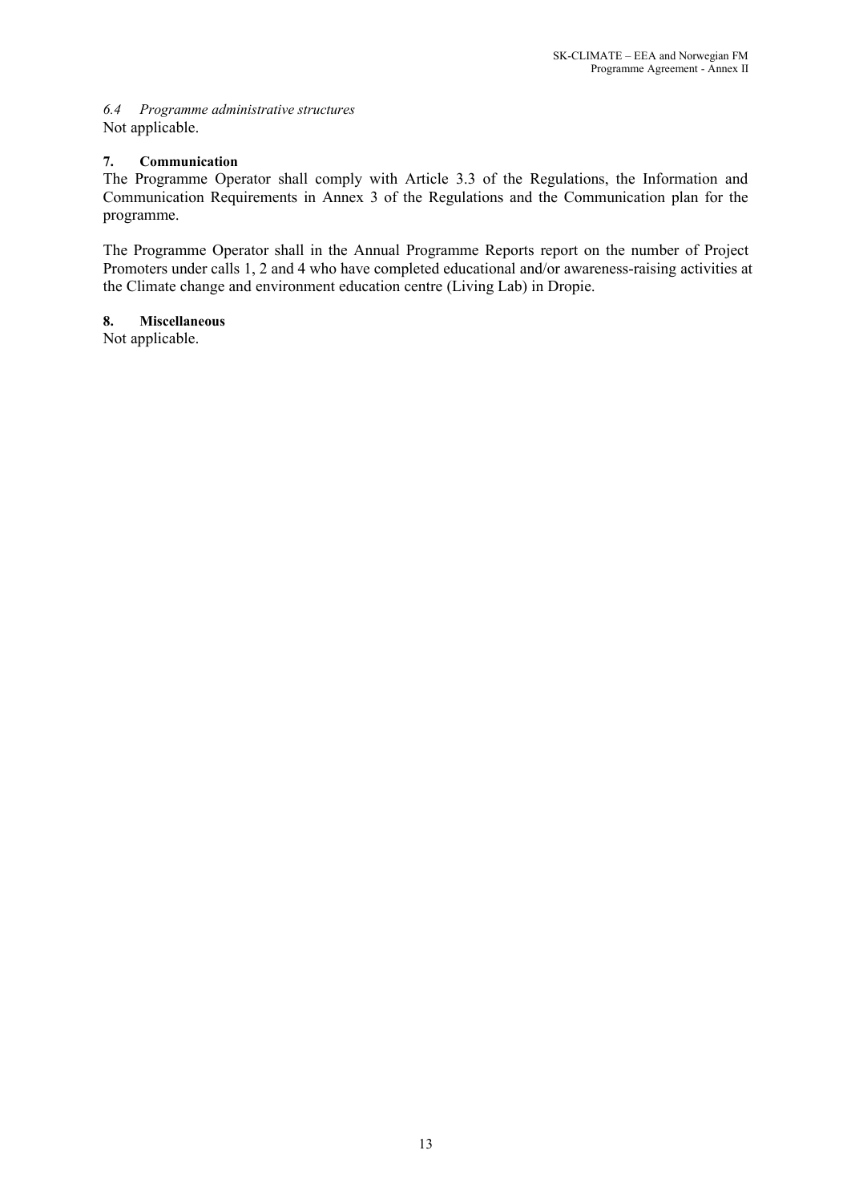*6.4 Programme administrative structures*

Not applicable.

## 7. Communication

The Programme Operator shall comply with Article 3.3 of the Regulations, the Information and Communication Requirements in Annex 3 of the Regulations and the Communication plan for the programme.

The Programme Operator shall in the Annual Programme Reports report on the number of Project Promoters under calls 1, 2 and 4 who have completed educational and/or awareness-raising activities at the Climate change and environment education centre (Living Lab) in Dropie.

## 8. Miscellaneous

Not applicable.